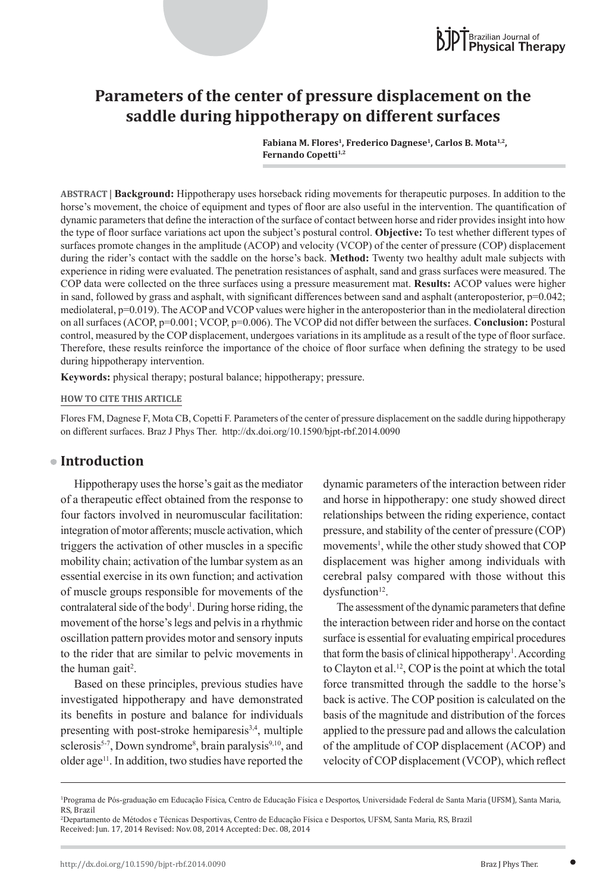# Parameters of the center of pressure displacement on the saddle during hippotherapy on different surfaces

**Fabiana M. Flores[1], Frederico Dagnese[1], Carlos B. Mota[1,2], Fernando Copetti[1,2]**

**ABSTRACT | Background:** Hippotherapy uses horseback riding movements for therapeutic purposes. In addition to the horse's movement, the choice of equipment and types of floor are also useful in the intervention. The quantification of dynamic parameters that define the interaction of the surface of contact between horse and rider provides insight into how the type of floor surface variations act upon the subject's postural control. **Objective:** To test whether different types of surfaces promote changes in the amplitude (ACOP) and velocity (VCOP) of the center of pressure (COP) displacement during the rider's contact with the saddle on the horse's back. **Method:** Twenty two healthy adult male subjects with experience in riding were evaluated. The penetration resistances of asphalt, sand and grass surfaces were measured. The COP data were collected on the three surfaces using a pressure measurement mat. **Results:** ACOP values were higher in sand, followed by grass and asphalt, with significant differences between sand and asphalt (anteroposterior, p=0.042; mediolateral, p=0.019). The ACOP and VCOP values were higher in the anteroposterior than in the mediolateral direction on all surfaces (ACOP, p=0.001; VCOP, p=0.006). The VCOP did not differ between the surfaces. **Conclusion:** Postural control, measured by the COP displacement, undergoes variations in its amplitude as a result of the type of floor surface. Therefore, these results reinforce the importance of the choice of floor surface when defining the strategy to be used during hippotherapy intervention.

**Keywords:** physical therapy; postural balance; hippotherapy; pressure.

**HOW TO CITE THIS ARTICLE**

Flores FM, Dagnese F, Mota CB, Copetti F. Parameters of the center of pressure displacement on the saddle during hippotherapy on different surfaces. Braz J Phys Ther. http://dx.doi.org/10.1590/bjpt-rbf.2014.0090

## Introduction

Hippotherapy uses the horse's gait as the mediator of a therapeutic effect obtained from the response to four factors involved in neuromuscular facilitation: integration of motor afferents; muscle activation, which triggers the activation of other muscles in a specific mobility chain; activation of the lumbar system as an essential exercise in its own function; and activation of muscle groups responsible for movements of the contralateral side of the body[1]. During horse riding, the movement of the horse's legs and pelvis in a rhythmic oscillation pattern provides motor and sensory inputs to the rider that are similar to pelvic movements in the human gait[2].

Based on these principles, previous studies have investigated hippotherapy and have demonstrated its benefits in posture and balance for individuals presenting with post-stroke hemiparesis[3,4], multiple sclerosis[5-7], Down syndrome[8], brain paralysis[9,10], and older age[11]. In addition, two studies have reported the dynamic parameters of the interaction between rider and horse in hippotherapy: one study showed direct relationships between the riding experience, contact pressure, and stability of the center of pressure (COP) movements[1], while the other study showed that COP displacement was higher among individuals with cerebral palsy compared with those without this dysfunction[12].

The assessment of the dynamic parameters that define the interaction between rider and horse on the contact surface is essential for evaluating empirical procedures that form the basis of clinical hippotherapy[1]. According to Clayton et al.[12], COP is the point at which the total force transmitted through the saddle to the horse's back is active. The COP position is calculated on the basis of the magnitude and distribution of the forces applied to the pressure pad and allows the calculation of the amplitude of COP displacement (ACOP) and velocity of COP displacement (VCOP), which reflect

[1]Programa de Pós-graduação em Educação Física, Centro de Educação Física e Desportos, Universidade Federal de Santa Maria (UFSM), Santa Maria, RS, Brazil

[2]Departamento de Métodos e Técnicas Desportivas, Centro de Educação Física e Desportos, UFSM, Santa Maria, RS, Brazil

Received: Jun. 17, 2014 Revised: Nov. 08, 2014 Accepted: Dec. 08, 2014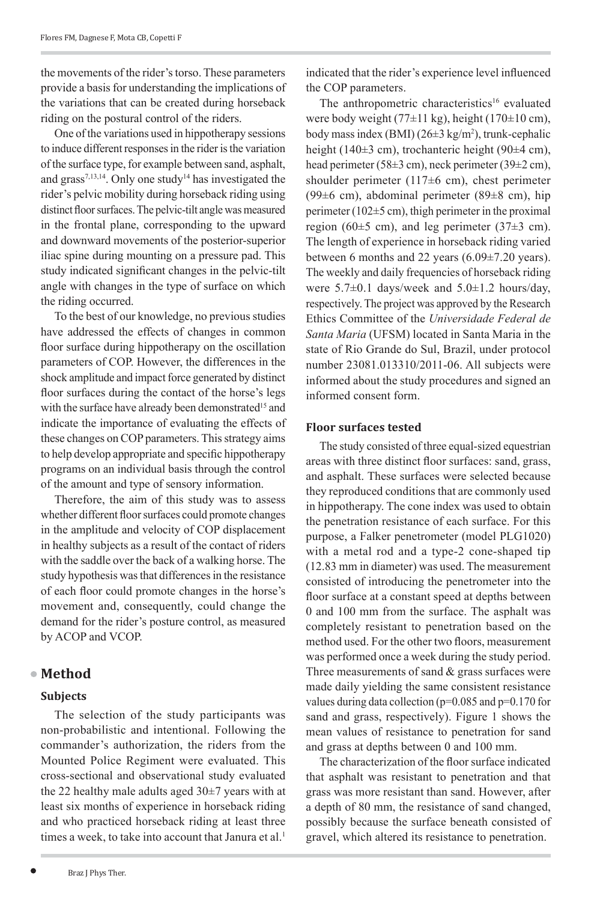the movements of the rider's torso. These parameters provide a basis for understanding the implications of the variations that can be created during horseback riding on the postural control of the riders.

One of the variations used in hippotherapy sessions to induce different responses in the rider is the variation of the surface type, for example between sand, asphalt, and grass[7,13,14]. Only one study[14] has investigated the rider's pelvic mobility during horseback riding using distinct floor surfaces. The pelvic-tilt angle was measured in the frontal plane, corresponding to the upward and downward movements of the posterior-superior iliac spine during mounting on a pressure pad. This study indicated significant changes in the pelvic-tilt angle with changes in the type of surface on which the riding occurred.

To the best of our knowledge, no previous studies have addressed the effects of changes in common floor surface during hippotherapy on the oscillation parameters of COP. However, the differences in the shock amplitude and impact force generated by distinct floor surfaces during the contact of the horse's legs with the surface have already been demonstrated[15] and indicate the importance of evaluating the effects of these changes on COP parameters. This strategy aims to help develop appropriate and specific hippotherapy programs on an individual basis through the control of the amount and type of sensory information.

Therefore, the aim of this study was to assess whether different floor surfaces could promote changes in the amplitude and velocity of COP displacement in healthy subjects as a result of the contact of riders with the saddle over the back of a walking horse. The study hypothesis was that differences in the resistance of each floor could promote changes in the horse's movement and, consequently, could change the demand for the rider's posture control, as measured by ACOP and VCOP.

## Method

### Subjects

The selection of the study participants was non-probabilistic and intentional. Following the commander's authorization, the riders from the Mounted Police Regiment were evaluated. This cross-sectional and observational study evaluated the 22 healthy male adults aged 30±7 years with at least six months of experience in horseback riding and who practiced horseback riding at least three times a week, to take into account that Janura et al.[1] indicated that the rider's experience level influenced the COP parameters.

The anthropometric characteristics[16] evaluated were body weight (77±11 kg), height (170±10 cm), body mass index (BMI) (26±3 kg/m$^2$), trunk-cephalic height (140±3 cm), trochanteric height (90±4 cm), head perimeter (58±3 cm), neck perimeter (39±2 cm), shoulder perimeter (117±6 cm), chest perimeter (99±6 cm), abdominal perimeter (89±8 cm), hip perimeter (102±5 cm), thigh perimeter in the proximal region (60±5 cm), and leg perimeter (37±3 cm). The length of experience in horseback riding varied between 6 months and 22 years (6.09±7.20 years). The weekly and daily frequencies of horseback riding were 5.7±0.1 days/week and 5.0±1.2 hours/day, respectively. The project was approved by the Research Ethics Committee of the *Universidade Federal de Santa Maria* (UFSM) located in Santa Maria in the state of Rio Grande do Sul, Brazil, under protocol number 23081.013310/2011-06. All subjects were informed about the study procedures and signed an informed consent form.

### Floor surfaces tested

The study consisted of three equal-sized equestrian areas with three distinct floor surfaces: sand, grass, and asphalt. These surfaces were selected because they reproduced conditions that are commonly used in hippotherapy. The cone index was used to obtain the penetration resistance of each surface. For this purpose, a Falker penetrometer (model PLG1020) with a metal rod and a type-2 cone-shaped tip (12.83 mm in diameter) was used. The measurement consisted of introducing the penetrometer into the floor surface at a constant speed at depths between 0 and 100 mm from the surface. The asphalt was completely resistant to penetration based on the method used. For the other two floors, measurement was performed once a week during the study period. Three measurements of sand & grass surfaces were made daily yielding the same consistent resistance values during data collection ($p=0.085$ and $p=0.170$ for sand and grass, respectively). Figure 1 shows the mean values of resistance to penetration for sand and grass at depths between 0 and 100 mm.

The characterization of the floor surface indicated that asphalt was resistant to penetration and that grass was more resistant than sand. However, after a depth of 80 mm, the resistance of sand changed, possibly because the surface beneath consisted of gravel, which altered its resistance to penetration.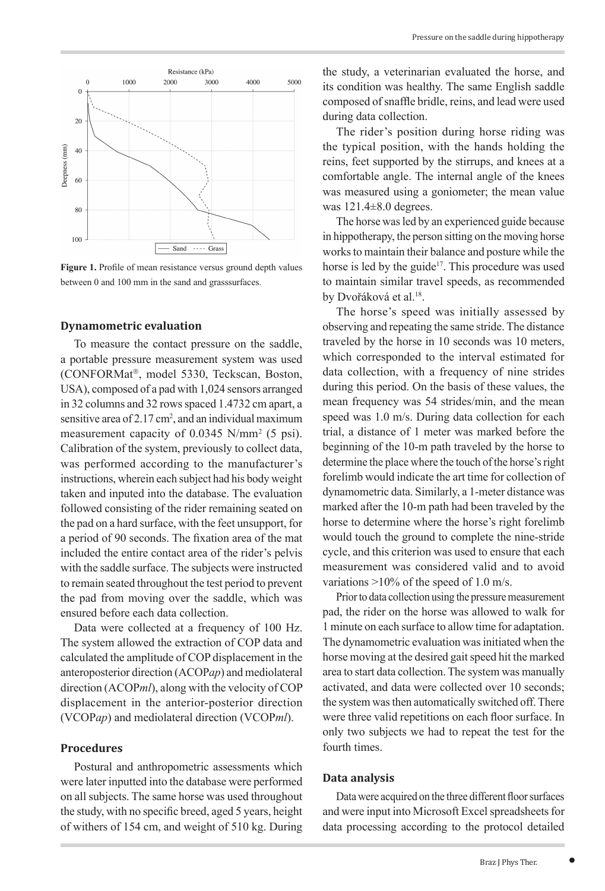**Figure 1.** Profile of mean resistance versus ground depth values between 0 and 100 mm in the sand and grasssurfaces.

## Dynamometric evaluation

To measure the contact pressure on the saddle, a portable pressure measurement system was used (CONFORMat®, model 5330, Teckscan, Boston, USA), composed of a pad with 1,024 sensors arranged in 32 columns and 32 rows spaced 1.4732 cm apart, a sensitive area of 2.17 cm$^2$, and an individual maximum measurement capacity of 0.0345 N/mm$^2$ (5 psi). Calibration of the system, previously to collect data, was performed according to the manufacturer's instructions, wherein each subject had his body weight taken and inputed into the database. The evaluation followed consisting of the rider remaining seated on the pad on a hard surface, with the feet unsupport, for a period of 90 seconds. The fixation area of the mat included the entire contact area of the rider's pelvis with the saddle surface. The subjects were instructed to remain seated throughout the test period to prevent the pad from moving over the saddle, which was ensured before each data collection.

Data were collected at a frequency of 100 Hz. The system allowed the extraction of COP data and calculated the amplitude of COP displacement in the anteroposterior direction (ACOP*ap*) and mediolateral direction (ACOP*ml*), along with the velocity of COP displacement in the anterior-posterior direction (VCOP*ap*) and mediolateral direction (VCOP*ml*).

## Procedures

Postural and anthropometric assessments which were later inputted into the database were performed on all subjects. The same horse was used throughout the study, with no specific breed, aged 5 years, height of withers of 154 cm, and weight of 510 kg. During the study, a veterinarian evaluated the horse, and its condition was healthy. The same English saddle composed of snaffle bridle, reins, and lead were used during data collection.

The rider's position during horse riding was the typical position, with the hands holding the reins, feet supported by the stirrups, and knees at a comfortable angle. The internal angle of the knees was measured using a goniometer; the mean value was 121.4±8.0 degrees.

The horse was led by an experienced guide because in hippotherapy, the person sitting on the moving horse works to maintain their balance and posture while the horse is led by the guide[17]. This procedure was used to maintain similar travel speeds, as recommended by Dvořáková et al.[18].

The horse's speed was initially assessed by observing and repeating the same stride. The distance traveled by the horse in 10 seconds was 10 meters, which corresponded to the interval estimated for data collection, with a frequency of nine strides during this period. On the basis of these values, the mean frequency was 54 strides/min, and the mean speed was 1.0 m/s. During data collection for each trial, a distance of 1 meter was marked before the beginning of the 10-m path traveled by the horse to determine the place where the touch of the horse's right forelimb would indicate the art time for collection of dynamometric data. Similarly, a 1-meter distance was marked after the 10-m path had been traveled by the horse to determine where the horse's right forelimb would touch the ground to complete the nine-stride cycle, and this criterion was used to ensure that each measurement was considered valid and to avoid variations >10% of the speed of 1.0 m/s.

Prior to data collection using the pressure measurement pad, the rider on the horse was allowed to walk for 1 minute on each surface to allow time for adaptation. The dynamometric evaluation was initiated when the horse moving at the desired gait speed hit the marked area to start data collection. The system was manually activated, and data were collected over 10 seconds; the system was then automatically switched off. There were three valid repetitions on each floor surface. In only two subjects we had to repeat the test for the fourth times.

## Data analysis

Data were acquired on the three different floor surfaces and were input into Microsoft Excel spreadsheets for data processing according to the protocol detailed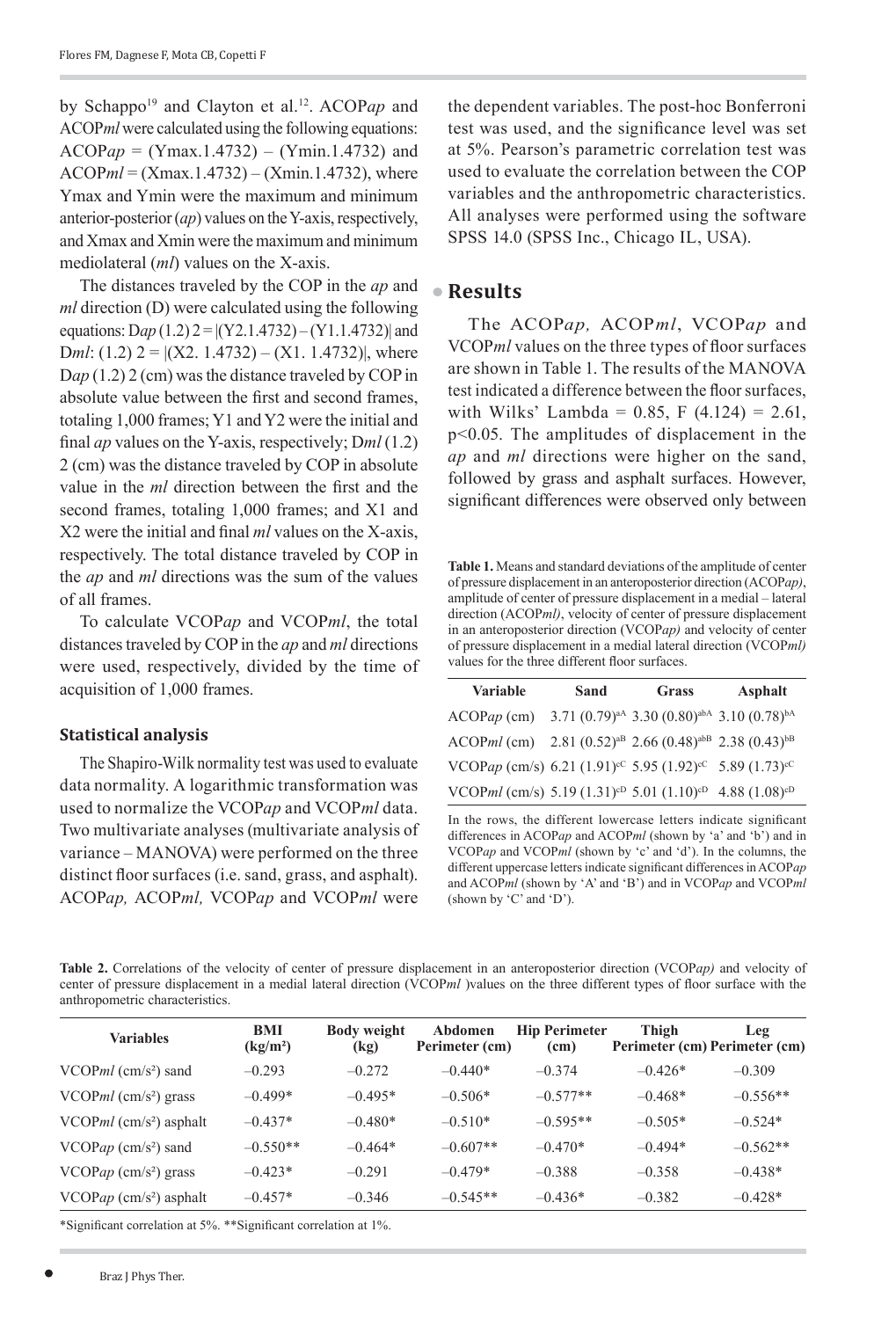by Schappo[19] and Clayton et al.[12]. ACOP*ap* and ACOP*ml* were calculated using the following equations: ACOP*ap* = (Ymax.1.4732) – (Ymin.1.4732) and ACOP*ml* = (Xmax.1.4732) – (Xmin.1.4732), where Ymax and Ymin were the maximum and minimum anterior-posterior (*ap*) values on the Y-axis, respectively, and Xmax and Xmin were the maximum and minimum mediolateral (*ml*) values on the X-axis.

The distances traveled by the COP in the *ap* and *ml* direction (D) were calculated using the following equations: D*ap* (1.2) 2 = |(Y2.1.4732) – (Y1.1.4732)| and D*ml*: (1.2) 2 = |(X2. 1.4732) – (X1. 1.4732)|, where D*ap* (1.2) 2 (cm) was the distance traveled by COP in absolute value between the first and second frames, totaling 1,000 frames; Y1 and Y2 were the initial and final *ap* values on the Y-axis, respectively; D*ml* (1.2) 2 (cm) was the distance traveled by COP in absolute value in the *ml* direction between the first and the second frames, totaling 1,000 frames; and X1 and X2 were the initial and final *ml* values on the X-axis, respectively. The total distance traveled by COP in the *ap* and *ml* directions was the sum of the values of all frames.

To calculate VCOP*ap* and VCOP*ml*, the total distances traveled by COP in the *ap* and *ml* directions were used, respectively, divided by the time of acquisition of 1,000 frames.

### Statistical analysis

The Shapiro-Wilk normality test was used to evaluate data normality. A logarithmic transformation was used to normalize the VCOP*ap* and VCOP*ml* data. Two multivariate analyses (multivariate analysis of variance – MANOVA) were performed on the three distinct floor surfaces (i.e. sand, grass, and asphalt). ACOP*ap,* ACOP*ml,* VCOP*ap* and VCOP*ml* were the dependent variables. The post-hoc Bonferroni test was used, and the significance level was set at 5%. Pearson's parametric correlation test was used to evaluate the correlation between the COP variables and the anthropometric characteristics. All analyses were performed using the software SPSS 14.0 (SPSS Inc., Chicago IL, USA).

## Results

The ACOP*ap,* ACOP*ml*, VCOP*ap* and VCOP*ml* values on the three types of floor surfaces are shown in Table 1. The results of the MANOVA test indicated a difference between the floor surfaces, with Wilks' Lambda = 0.85, $F(4.124) = 2.61$, $p<0.05$. The amplitudes of displacement in the *ap* and *ml* directions were higher on the sand, followed by grass and asphalt surfaces. However, significant differences were observed only between

**Table 1.** Means and standard deviations of the amplitude of center of pressure displacement in an anteroposterior direction (ACOP*ap)*, amplitude of center of pressure displacement in a medial – lateral direction (ACOP*ml)*, velocity of center of pressure displacement in an anteroposterior direction (VCOP*ap)* and velocity of center of pressure displacement in a medial lateral direction (VCOP*ml)* values for the three different floor surfaces.

| Variable | Sand | Grass | Asphalt |
|---|---|---|---|
| ACOP*ap* (cm) | 3.71 (0.79)$^{aA}$ | 3.30 (0.80)$^{abA}$ | 3.10 (0.78)$^{bA}$ |
| ACOP*ml* (cm) | 2.81 (0.52)$^{aB}$ | 2.66 (0.48)$^{abB}$ | 2.38 (0.43)$^{bB}$ |
| VCOP*ap* (cm/s) | 6.21 (1.91)$^{cC}$ | 5.95 (1.92)$^{cC}$ | 5.89 (1.73)$^{cC}$ |
| VCOP*ml* (cm/s) | 5.19 (1.31)$^{cD}$ | 5.01 (1.10)$^{cD}$ | 4.88 (1.08)$^{cD}$ |

In the rows, the different lowercase letters indicate significant differences in ACOP*ap* and ACOP*ml* (shown by 'a' and 'b') and in VCOP*ap* and VCOP*ml* (shown by 'c' and 'd'). In the columns, the different uppercase letters indicate significant differences in ACOP*ap* and ACOP*ml* (shown by 'A' and 'B') and in VCOP*ap* and VCOP*ml* (shown by 'C' and 'D').

**Table 2.** Correlations of the velocity of center of pressure displacement in an anteroposterior direction (VCOP*ap)* and velocity of center of pressure displacement in a medial lateral direction (VCOP*ml* )values on the three different types of floor surface with the anthropometric characteristics.

| Variables | BMI ($kg/m^2$) | Body weight (kg) | Abdomen Perimeter (cm) | Hip Perimeter (cm) | Thigh Perimeter (cm) | Leg Perimeter (cm) |
|---|---|---|---|---|---|---|
| VCOP*ml* ($cm/s^2$) sand | –0.293 | –0.272 | –0.440* | –0.374 | –0.426* | –0.309 |
| VCOP*ml* ($cm/s^2$) grass | –0.499* | –0.495* | –0.506* | –0.577** | –0.468* | –0.556** |
| VCOP*ml* ($cm/s^2$) asphalt | –0.437* | –0.480* | –0.510* | –0.595** | –0.505* | –0.524* |
| VCOP*ap* ($cm/s^2$) sand | –0.550** | –0.464* | –0.607** | –0.470* | –0.494* | –0.562** |
| VCOP*ap* ($cm/s^2$) grass | –0.423* | –0.291 | –0.479* | –0.388 | –0.358 | –0.438* |
| VCOP*ap* ($cm/s^2$) asphalt | –0.457* | –0.346 | –0.545** | –0.436* | –0.382 | –0.428* |

*Significant correlation at 5%. **Significant correlation at 1%.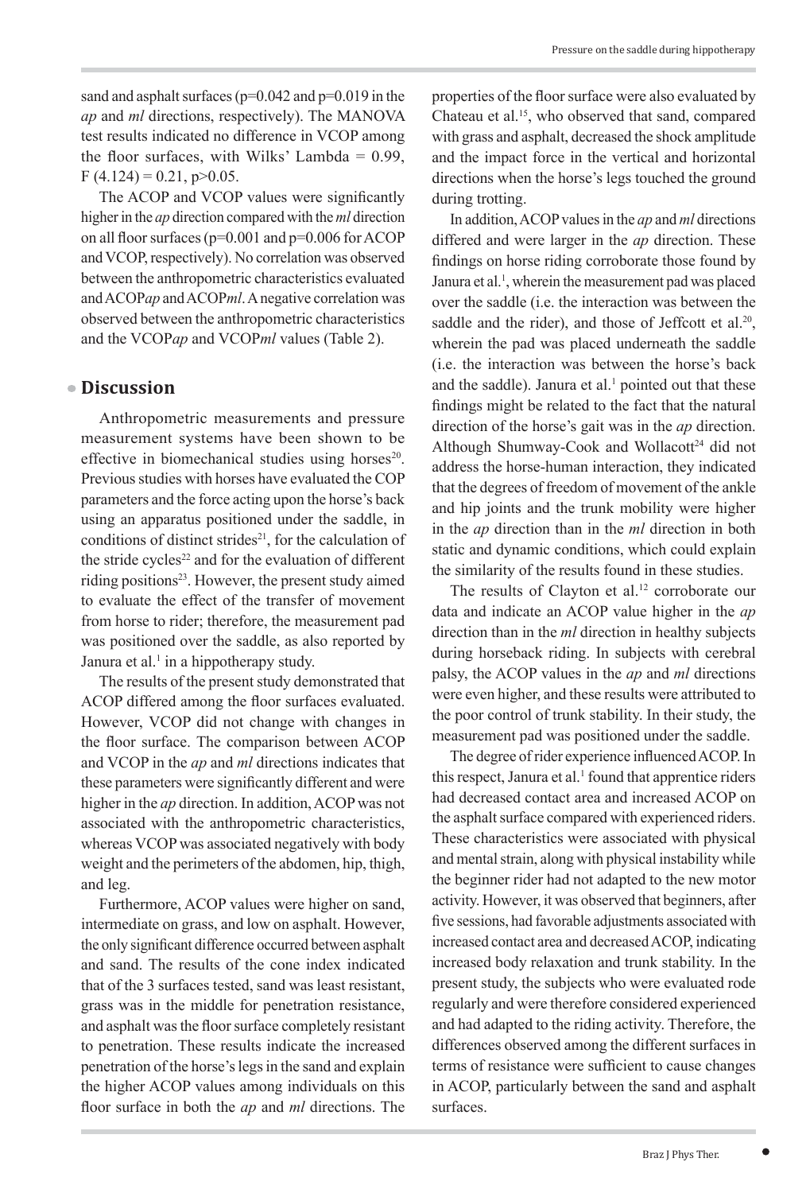sand and asphalt surfaces ($p=0.042$ and $p=0.019$ in the *ap* and *ml* directions, respectively). The MANOVA test results indicated no difference in VCOP among the floor surfaces, with Wilks' Lambda = 0.99, $F(4.124) = 0.21$, $p>0.05$.

The ACOP and VCOP values were significantly higher in the *ap* direction compared with the *ml* direction on all floor surfaces ($p=0.001$ and $p=0.006$ for ACOP and VCOP, respectively). No correlation was observed between the anthropometric characteristics evaluated and ACOP*ap* and ACOP*ml*. A negative correlation was observed between the anthropometric characteristics and the VCOP*ap* and VCOP*ml* values (Table 2).

## Discussion

Anthropometric measurements and pressure measurement systems have been shown to be effective in biomechanical studies using horses[20]. Previous studies with horses have evaluated the COP parameters and the force acting upon the horse's back using an apparatus positioned under the saddle, in conditions of distinct strides[21], for the calculation of the stride cycles[22] and for the evaluation of different riding positions[23]. However, the present study aimed to evaluate the effect of the transfer of movement from horse to rider; therefore, the measurement pad was positioned over the saddle, as also reported by Janura et al.[1] in a hippotherapy study.

The results of the present study demonstrated that ACOP differed among the floor surfaces evaluated. However, VCOP did not change with changes in the floor surface. The comparison between ACOP and VCOP in the *ap* and *ml* directions indicates that these parameters were significantly different and were higher in the *ap* direction. In addition, ACOP was not associated with the anthropometric characteristics, whereas VCOP was associated negatively with body weight and the perimeters of the abdomen, hip, thigh, and leg.

Furthermore, ACOP values were higher on sand, intermediate on grass, and low on asphalt. However, the only significant difference occurred between asphalt and sand. The results of the cone index indicated that of the 3 surfaces tested, sand was least resistant, grass was in the middle for penetration resistance, and asphalt was the floor surface completely resistant to penetration. These results indicate the increased penetration of the horse's legs in the sand and explain the higher ACOP values among individuals on this floor surface in both the *ap* and *ml* directions. The properties of the floor surface were also evaluated by Chateau et al.[15], who observed that sand, compared with grass and asphalt, decreased the shock amplitude and the impact force in the vertical and horizontal directions when the horse's legs touched the ground during trotting.

In addition, ACOP values in the *ap* and *ml* directions differed and were larger in the *ap* direction. These findings on horse riding corroborate those found by Janura et al.[1], wherein the measurement pad was placed over the saddle (i.e. the interaction was between the saddle and the rider), and those of Jeffcott et al.[20], wherein the pad was placed underneath the saddle (i.e. the interaction was between the horse's back and the saddle). Janura et al.[1] pointed out that these findings might be related to the fact that the natural direction of the horse's gait was in the *ap* direction. Although Shumway-Cook and Wollacott[24] did not address the horse-human interaction, they indicated that the degrees of freedom of movement of the ankle and hip joints and the trunk mobility were higher in the *ap* direction than in the *ml* direction in both static and dynamic conditions, which could explain the similarity of the results found in these studies.

The results of Clayton et al.[12] corroborate our data and indicate an ACOP value higher in the *ap* direction than in the *ml* direction in healthy subjects during horseback riding. In subjects with cerebral palsy, the ACOP values in the *ap* and *ml* directions were even higher, and these results were attributed to the poor control of trunk stability. In their study, the measurement pad was positioned under the saddle.

The degree of rider experience influenced ACOP. In this respect, Janura et al.[1] found that apprentice riders had decreased contact area and increased ACOP on the asphalt surface compared with experienced riders. These characteristics were associated with physical and mental strain, along with physical instability while the beginner rider had not adapted to the new motor activity. However, it was observed that beginners, after five sessions, had favorable adjustments associated with increased contact area and decreased ACOP, indicating increased body relaxation and trunk stability. In the present study, the subjects who were evaluated rode regularly and were therefore considered experienced and had adapted to the riding activity. Therefore, the differences observed among the different surfaces in terms of resistance were sufficient to cause changes in ACOP, particularly between the sand and asphalt surfaces.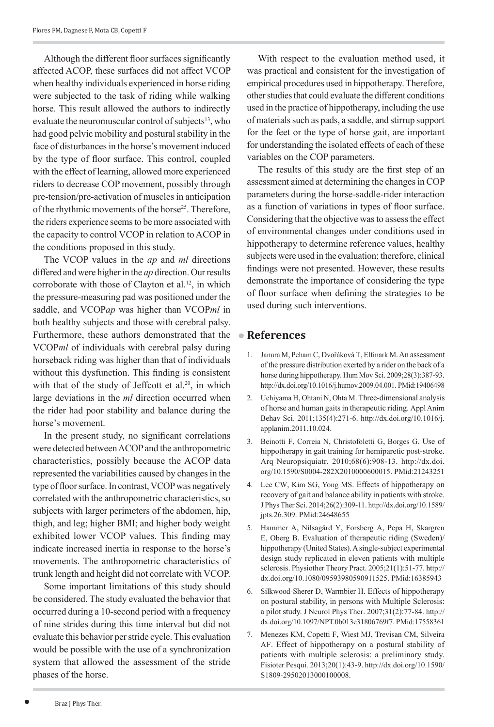Although the different floor surfaces significantly affected ACOP, these surfaces did not affect VCOP when healthy individuals experienced in horse riding were subjected to the task of riding while walking horse. This result allowed the authors to indirectly evaluate the neuromuscular control of subjects[13], who had good pelvic mobility and postural stability in the face of disturbances in the horse's movement induced by the type of floor surface. This control, coupled with the effect of learning, allowed more experienced riders to decrease COP movement, possibly through pre-tension/pre-activation of muscles in anticipation of the rhythmic movements of the horse[25]. Therefore, the riders experience seems to be more associated with the capacity to control VCOP in relation to ACOP in the conditions proposed in this study.

The VCOP values in the *ap* and *ml* directions differed and were higher in the *ap* direction. Our results corroborate with those of Clayton et al.[12], in which the pressure-measuring pad was positioned under the saddle, and VCOP*ap* was higher than VCOP*ml* in both healthy subjects and those with cerebral palsy. Furthermore, these authors demonstrated that the VCOP*ml* of individuals with cerebral palsy during horseback riding was higher than that of individuals without this dysfunction. This finding is consistent with that of the study of Jeffcott et al.[20], in which large deviations in the *ml* direction occurred when the rider had poor stability and balance during the horse's movement.

In the present study, no significant correlations were detected between ACOP and the anthropometric characteristics, possibly because the ACOP data represented the variabilities caused by changes in the type of floor surface. In contrast, VCOP was negatively correlated with the anthropometric characteristics, so subjects with larger perimeters of the abdomen, hip, thigh, and leg; higher BMI; and higher body weight exhibited lower VCOP values. This finding may indicate increased inertia in response to the horse's movements. The anthropometric characteristics of trunk length and height did not correlate with VCOP.

Some important limitations of this study should be considered. The study evaluated the behavior that occurred during a 10-second period with a frequency of nine strides during this time interval but did not evaluate this behavior per stride cycle. This evaluation would be possible with the use of a synchronization system that allowed the assessment of the stride phases of the horse.

With respect to the evaluation method used, it was practical and consistent for the investigation of empirical procedures used in hippotherapy. Therefore, other studies that could evaluate the different conditions used in the practice of hippotherapy, including the use of materials such as pads, a saddle, and stirrup support for the feet or the type of horse gait, are important for understanding the isolated effects of each of these variables on the COP parameters.

The results of this study are the first step of an assessment aimed at determining the changes in COP parameters during the horse-saddle-rider interaction as a function of variations in types of floor surface. Considering that the objective was to assess the effect of environmental changes under conditions used in hippotherapy to determine reference values, healthy subjects were used in the evaluation; therefore, clinical findings were not presented. However, these results demonstrate the importance of considering the type of floor surface when defining the strategies to be used during such interventions.

## References

1. Janura M, Peham C, Dvořáková T, Elfmark M. An assessment of the pressure distribution exerted by a rider on the back of a horse during hippotherapy. Hum Mov Sci. 2009;28(3):387-93. http://dx.doi.org/10.1016/j.humov.2009.04.001. PMid:19406498
2. Uchiyama H, Ohtani N, Ohta M. Three-dimensional analysis of horse and human gaits in therapeutic riding. Appl Anim Behav Sci. 2011;135(4):271-6. http://dx.doi.org/10.1016/j.applanim.2011.10.024.
3. Beinotti F, Correia N, Christofoletti G, Borges G. Use of hippotherapy in gait training for hemiparetic post-stroke. Arq Neuropsiquiatr. 2010;68(6):908-13. http://dx.doi.org/10.1590/S0004-282X2010000600015. PMid:21243251
4. Lee CW, Kim SG, Yong MS. Effects of hippotherapy on recovery of gait and balance ability in patients with stroke. J Phys Ther Sci. 2014;26(2):309-11. http://dx.doi.org/10.1589/jpts.26.309. PMid:24648655
5. Hammer A, Nilsagård Y, Forsberg A, Pepa H, Skargren E, Oberg B. Evaluation of therapeutic riding (Sweden)/hippotherapy (United States). A single-subject experimental design study replicated in eleven patients with multiple sclerosis. Physiother Theory Pract. 2005;21(1):51-77. http://dx.doi.org/10.1080/09593980590911525. PMid:16385943
6. Silkwood-Sherer D, Warmbier H. Effects of hippotherapy on postural stability, in persons with Multiple Sclerosis: a pilot study. J Neurol Phys Ther. 2007;31(2):77-84. http://dx.doi.org/10.1097/NPT.0b013e31806769f7. PMid:17558361
7. Menezes KM, Copetti F, Wiest MJ, Trevisan CM, Silveira AF. Effect of hippotherapy on a postural stability of patients with multiple sclerosis: a preliminary study. Fisioter Pesqui. 2013;20(1):43-9. http://dx.doi.org/10.1590/S1809-29502013000100008.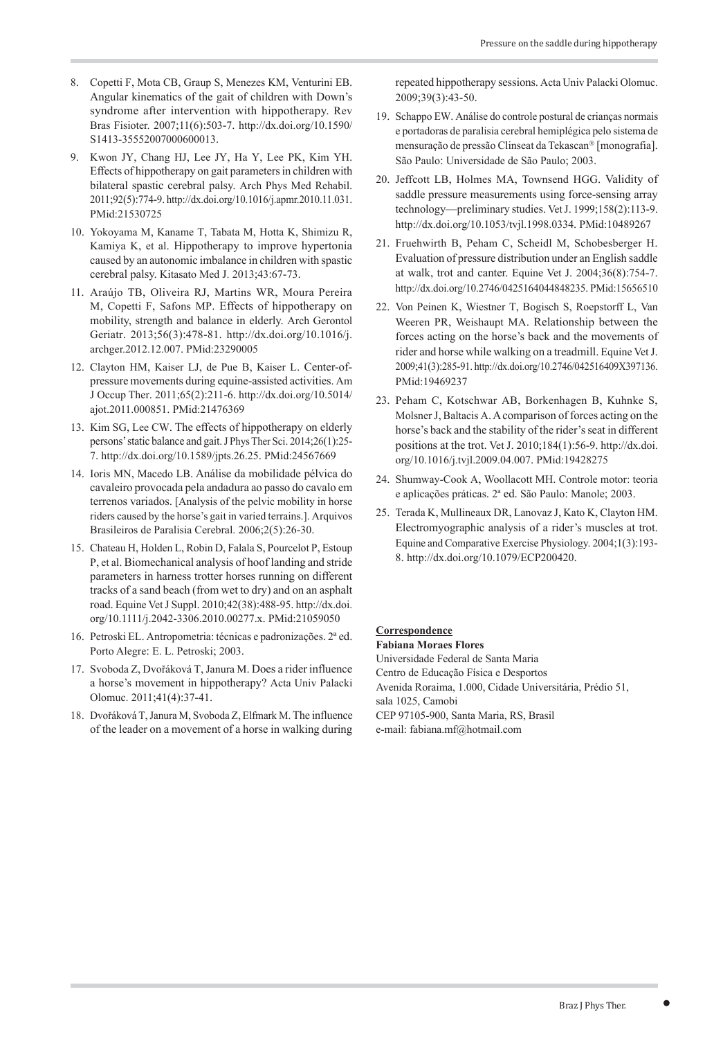8. Copetti F, Mota CB, Graup S, Menezes KM, Venturini EB. Angular kinematics of the gait of children with Down's syndrome after intervention with hippotherapy. Rev Bras Fisioter. 2007;11(6):503-7. http://dx.doi.org/10.1590/S1413-35552007000600013.
9. Kwon JY, Chang HJ, Lee JY, Ha Y, Lee PK, Kim YH. Effects of hippotherapy on gait parameters in children with bilateral spastic cerebral palsy. Arch Phys Med Rehabil. 2011;92(5):774-9. http://dx.doi.org/10.1016/j.apmr.2010.11.031. PMid:21530725
10. Yokoyama M, Kaname T, Tabata M, Hotta K, Shimizu R, Kamiya K, et al. Hippotherapy to improve hypertonia caused by an autonomic imbalance in children with spastic cerebral palsy. Kitasato Med J. 2013;43:67-73.
11. Araújo TB, Oliveira RJ, Martins WR, Moura Pereira M, Copetti F, Safons MP. Effects of hippotherapy on mobility, strength and balance in elderly. Arch Gerontol Geriatr. 2013;56(3):478-81. http://dx.doi.org/10.1016/j.archger.2012.12.007. PMid:23290005
12. Clayton HM, Kaiser LJ, de Pue B, Kaiser L. Center-of-pressure movements during equine-assisted activities. Am J Occup Ther. 2011;65(2):211-6. http://dx.doi.org/10.5014/ajot.2011.000851. PMid:21476369
13. Kim SG, Lee CW. The effects of hippotherapy on elderly persons' static balance and gait. J Phys Ther Sci. 2014;26(1):25-7. http://dx.doi.org/10.1589/jpts.26.25. PMid:24567669
14. Ioris MN, Macedo LB. Análise da mobilidade pélvica do cavaleiro provocada pela andadura ao passo do cavalo em terrenos variados. [Analysis of the pelvic mobility in horse riders caused by the horse's gait in varied terrains.]. Arquivos Brasileiros de Paralisia Cerebral. 2006;2(5):26-30.
15. Chateau H, Holden L, Robin D, Falala S, Pourcelot P, Estoup P, et al. Biomechanical analysis of hoof landing and stride parameters in harness trotter horses running on different tracks of a sand beach (from wet to dry) and on an asphalt road. Equine Vet J Suppl. 2010;42(38):488-95. http://dx.doi.org/10.1111/j.2042-3306.2010.00277.x. PMid:21059050
16. Petroski EL. Antropometria: técnicas e padronizações. 2ª ed. Porto Alegre: E. L. Petroski; 2003.
17. Svoboda Z, Dvořáková T, Janura M. Does a rider influence a horse's movement in hippotherapy? Acta Univ Palacki Olomuc. 2011;41(4):37-41.
18. Dvořáková T, Janura M, Svoboda Z, Elfmark M. The influence of the leader on a movement of a horse in walking during repeated hippotherapy sessions. Acta Univ Palacki Olomuc. 2009;39(3):43-50.
19. Schappo EW. Análise do controle postural de crianças normais e portadoras de paralisia cerebral hemiplégica pelo sistema de mensuração de pressão Clinseat da Tekascan® [monografia]. São Paulo: Universidade de São Paulo; 2003.
20. Jeffcott LB, Holmes MA, Townsend HGG. Validity of saddle pressure measurements using force-sensing array technology—preliminary studies. Vet J. 1999;158(2):113-9. http://dx.doi.org/10.1053/tvjl.1998.0334. PMid:10489267
21. Fruehwirth B, Peham C, Scheidl M, Schobesberger H. Evaluation of pressure distribution under an English saddle at walk, trot and canter. Equine Vet J. 2004;36(8):754-7. http://dx.doi.org/10.2746/0425164044848235. PMid:15656510
22. Von Peinen K, Wiestner T, Bogisch S, Roepstorff L, Van Weeren PR, Weishaupt MA. Relationship between the forces acting on the horse's back and the movements of rider and horse while walking on a treadmill. Equine Vet J. 2009;41(3):285-91. http://dx.doi.org/10.2746/042516409X397136. PMid:19469237
23. Peham C, Kotschwar AB, Borkenhagen B, Kuhnke S, Molsner J, Baltacis A. A comparison of forces acting on the horse's back and the stability of the rider's seat in different positions at the trot. Vet J. 2010;184(1):56-9. http://dx.doi.org/10.1016/j.tvjl.2009.04.007. PMid:19428275
24. Shumway-Cook A, Woollacott MH. Controle motor: teoria e aplicações práticas. 2ª ed. São Paulo: Manole; 2003.
25. Terada K, Mullineaux DR, Lanovaz J, Kato K, Clayton HM. Electromyographic analysis of a rider's muscles at trot. Equine and Comparative Exercise Physiology. 2004;1(3):193-8. http://dx.doi.org/10.1079/ECP200420.

**Correspondence**
**Fabiana Moraes Flores**
Universidade Federal de Santa Maria
Centro de Educação Física e Desportos
Avenida Roraima, 1.000, Cidade Universitária, Prédio 51,
sala 1025, Camobi
CEP 97105-900, Santa Maria, RS, Brasil
e-mail: fabiana.mf@hotmail.com